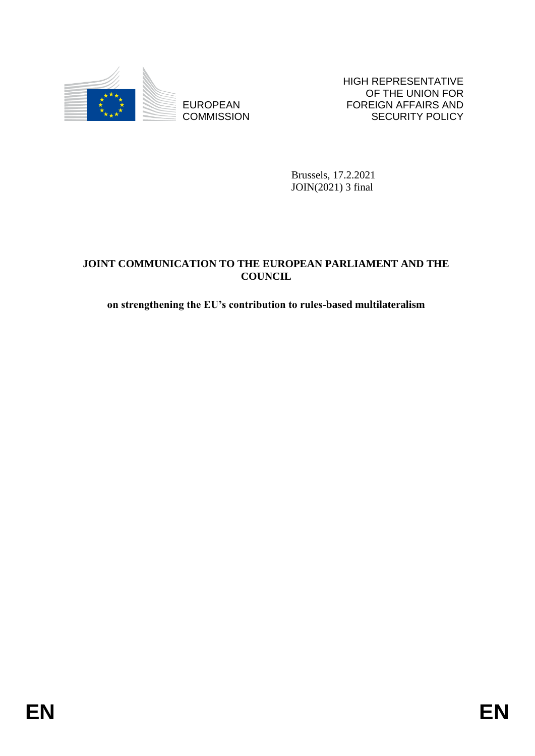EUROPEAN COMMISSION

HIGH REPRESENTATIVE OF THE UNION FOR FOREIGN AFFAIRS AND SECURITY POLICY

Brussels, 17.2.2021
JOIN(2021) 3 final

**JOINT COMMUNICATION TO THE EUROPEAN PARLIAMENT AND THE COUNCIL**

**on strengthening the EU's contribution to rules-based multilateralism**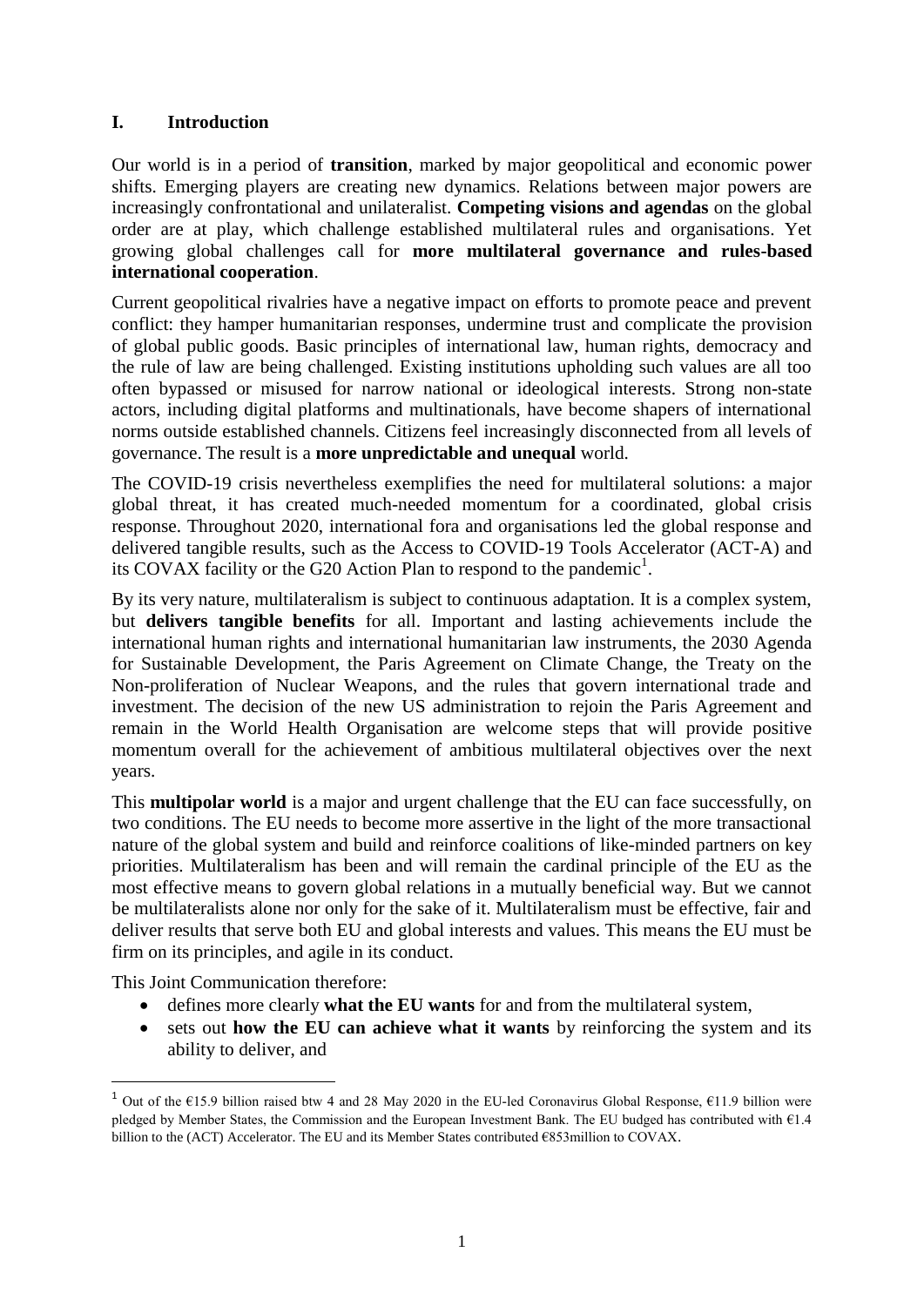## I. Introduction

Our world is in a period of **transition**, marked by major geopolitical and economic power shifts. Emerging players are creating new dynamics. Relations between major powers are increasingly confrontational and unilateralist. **Competing visions and agendas** on the global order are at play, which challenge established multilateral rules and organisations. Yet growing global challenges call for **more multilateral governance and rules-based international cooperation**.

Current geopolitical rivalries have a negative impact on efforts to promote peace and prevent conflict: they hamper humanitarian responses, undermine trust and complicate the provision of global public goods. Basic principles of international law, human rights, democracy and the rule of law are being challenged. Existing institutions upholding such values are all too often bypassed or misused for narrow national or ideological interests. Strong non-state actors, including digital platforms and multinationals, have become shapers of international norms outside established channels. Citizens feel increasingly disconnected from all levels of governance. The result is a **more unpredictable and unequal** world.

The COVID-19 crisis nevertheless exemplifies the need for multilateral solutions: a major global threat, it has created much-needed momentum for a coordinated, global crisis response. Throughout 2020, international fora and organisations led the global response and delivered tangible results, such as the Access to COVID-19 Tools Accelerator (ACT-A) and its COVAX facility or the G20 Action Plan to respond to the pandemic[1].

By its very nature, multilateralism is subject to continuous adaptation. It is a complex system, but **delivers tangible benefits** for all. Important and lasting achievements include the international human rights and international humanitarian law instruments, the 2030 Agenda for Sustainable Development, the Paris Agreement on Climate Change, the Treaty on the Non-proliferation of Nuclear Weapons, and the rules that govern international trade and investment. The decision of the new US administration to rejoin the Paris Agreement and remain in the World Health Organisation are welcome steps that will provide positive momentum overall for the achievement of ambitious multilateral objectives over the next years.

This **multipolar world** is a major and urgent challenge that the EU can face successfully, on two conditions. The EU needs to become more assertive in the light of the more transactional nature of the global system and build and reinforce coalitions of like-minded partners on key priorities. Multilateralism has been and will remain the cardinal principle of the EU as the most effective means to govern global relations in a mutually beneficial way. But we cannot be multilateralists alone nor only for the sake of it. Multilateralism must be effective, fair and deliver results that serve both EU and global interests and values. This means the EU must be firm on its principles, and agile in its conduct.

This Joint Communication therefore:

- defines more clearly **what the EU wants** for and from the multilateral system,
- sets out **how the EU can achieve what it wants** by reinforcing the system and its ability to deliver, and

[1] Out of the €15.9 billion raised btw 4 and 28 May 2020 in the EU-led Coronavirus Global Response, €11.9 billion were pledged by Member States, the Commission and the European Investment Bank. The EU budged has contributed with €1.4 billion to the (ACT) Accelerator. The EU and its Member States contributed €853million to COVAX.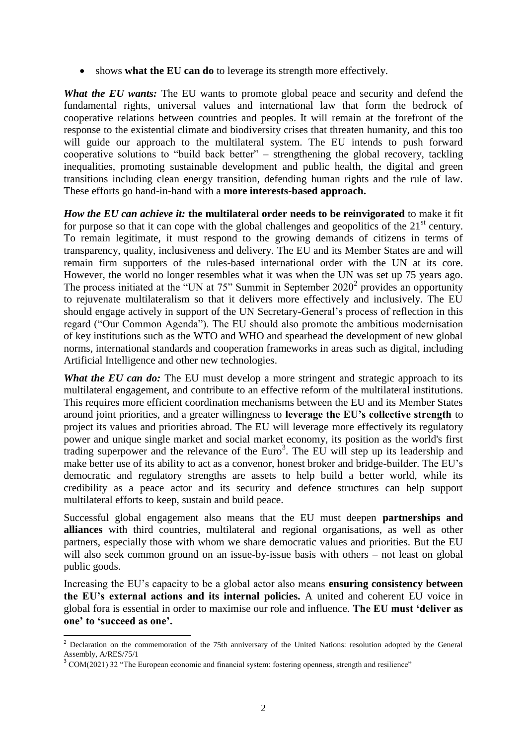- shows **what the EU can do** to leverage its strength more effectively.

***What the EU wants:*** The EU wants to promote global peace and security and defend the fundamental rights, universal values and international law that form the bedrock of cooperative relations between countries and peoples. It will remain at the forefront of the response to the existential climate and biodiversity crises that threaten humanity, and this too will guide our approach to the multilateral system. The EU intends to push forward cooperative solutions to "build back better" – strengthening the global recovery, tackling inequalities, promoting sustainable development and public health, the digital and green transitions including clean energy transition, defending human rights and the rule of law. These efforts go hand-in-hand with a **more interests-based approach.**

***How the EU can achieve it:*** **the multilateral order needs to be reinvigorated** to make it fit for purpose so that it can cope with the global challenges and geopolitics of the 21st century. To remain legitimate, it must respond to the growing demands of citizens in terms of transparency, quality, inclusiveness and delivery. The EU and its Member States are and will remain firm supporters of the rules-based international order with the UN at its core. However, the world no longer resembles what it was when the UN was set up 75 years ago. The process initiated at the "UN at 75" Summit in September 2020[2] provides an opportunity to rejuvenate multilateralism so that it delivers more effectively and inclusively. The EU should engage actively in support of the UN Secretary-General's process of reflection in this regard ("Our Common Agenda"). The EU should also promote the ambitious modernisation of key institutions such as the WTO and WHO and spearhead the development of new global norms, international standards and cooperation frameworks in areas such as digital, including Artificial Intelligence and other new technologies.

***What the EU can do:*** The EU must develop a more stringent and strategic approach to its multilateral engagement, and contribute to an effective reform of the multilateral institutions. This requires more efficient coordination mechanisms between the EU and its Member States around joint priorities, and a greater willingness to **leverage the EU's collective strength** to project its values and priorities abroad. The EU will leverage more effectively its regulatory power and unique single market and social market economy, its position as the world's first trading superpower and the relevance of the Euro[3]. The EU will step up its leadership and make better use of its ability to act as a convenor, honest broker and bridge-builder. The EU's democratic and regulatory strengths are assets to help build a better world, while its credibility as a peace actor and its security and defence structures can help support multilateral efforts to keep, sustain and build peace.

Successful global engagement also means that the EU must deepen **partnerships and alliances** with third countries, multilateral and regional organisations, as well as other partners, especially those with whom we share democratic values and priorities. But the EU will also seek common ground on an issue-by-issue basis with others – not least on global public goods.

Increasing the EU's capacity to be a global actor also means **ensuring consistency between the EU's external actions and its internal policies.** A united and coherent EU voice in global fora is essential in order to maximise our role and influence. **The EU must 'deliver as one' to 'succeed as one'.**

---

[2] Declaration on the commemoration of the 75th anniversary of the United Nations: resolution adopted by the General Assembly, A/RES/75/1

[3] COM(2021) 32 "The European economic and financial system: fostering openness, strength and resilience"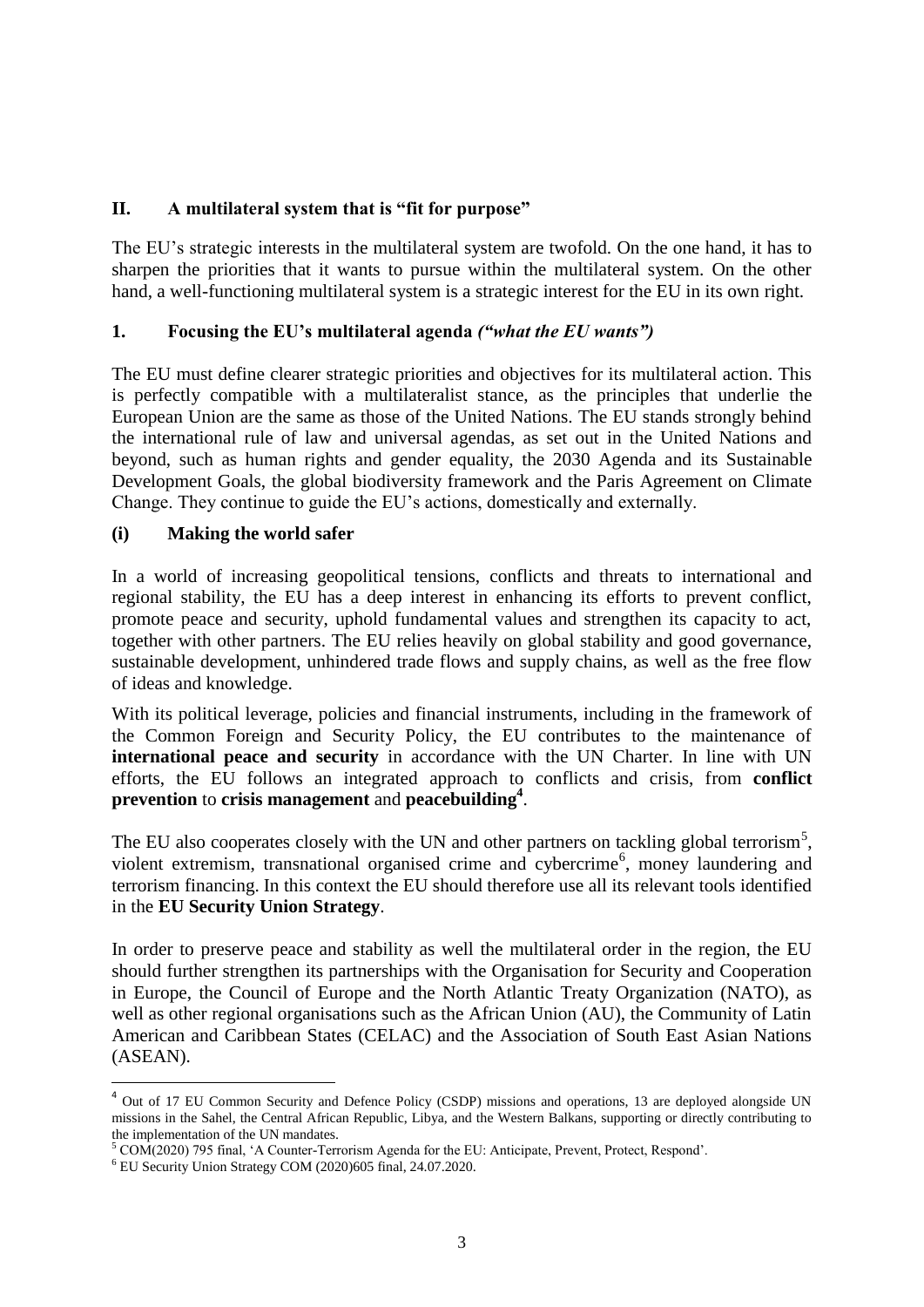## II. A multilateral system that is "fit for purpose"

The EU's strategic interests in the multilateral system are twofold. On the one hand, it has to sharpen the priorities that it wants to pursue within the multilateral system. On the other hand, a well-functioning multilateral system is a strategic interest for the EU in its own right.

### 1. Focusing the EU's multilateral agenda *("what the EU wants")*

The EU must define clearer strategic priorities and objectives for its multilateral action. This is perfectly compatible with a multilateralist stance, as the principles that underlie the European Union are the same as those of the United Nations. The EU stands strongly behind the international rule of law and universal agendas, as set out in the United Nations and beyond, such as human rights and gender equality, the 2030 Agenda and its Sustainable Development Goals, the global biodiversity framework and the Paris Agreement on Climate Change. They continue to guide the EU's actions, domestically and externally.

#### (i) Making the world safer

In a world of increasing geopolitical tensions, conflicts and threats to international and regional stability, the EU has a deep interest in enhancing its efforts to prevent conflict, promote peace and security, uphold fundamental values and strengthen its capacity to act, together with other partners. The EU relies heavily on global stability and good governance, sustainable development, unhindered trade flows and supply chains, as well as the free flow of ideas and knowledge.

With its political leverage, policies and financial instruments, including in the framework of the Common Foreign and Security Policy, the EU contributes to the maintenance of **international peace and security** in accordance with the UN Charter. In line with UN efforts, the EU follows an integrated approach to conflicts and crisis, from **conflict prevention** to **crisis management** and **peacebuilding**[4].

The EU also cooperates closely with the UN and other partners on tackling global terrorism[5], violent extremism, transnational organised crime and cybercrime[6], money laundering and terrorism financing. In this context the EU should therefore use all its relevant tools identified in the **EU Security Union Strategy**.

In order to preserve peace and stability as well the multilateral order in the region, the EU should further strengthen its partnerships with the Organisation for Security and Cooperation in Europe, the Council of Europe and the North Atlantic Treaty Organization (NATO), as well as other regional organisations such as the African Union (AU), the Community of Latin American and Caribbean States (CELAC) and the Association of South East Asian Nations (ASEAN).

---

[4] Out of 17 EU Common Security and Defence Policy (CSDP) missions and operations, 13 are deployed alongside UN missions in the Sahel, the Central African Republic, Libya, and the Western Balkans, supporting or directly contributing to the implementation of the UN mandates.

[5] COM(2020) 795 final, 'A Counter-Terrorism Agenda for the EU: Anticipate, Prevent, Protect, Respond'.

[6] EU Security Union Strategy COM (2020)605 final, 24.07.2020.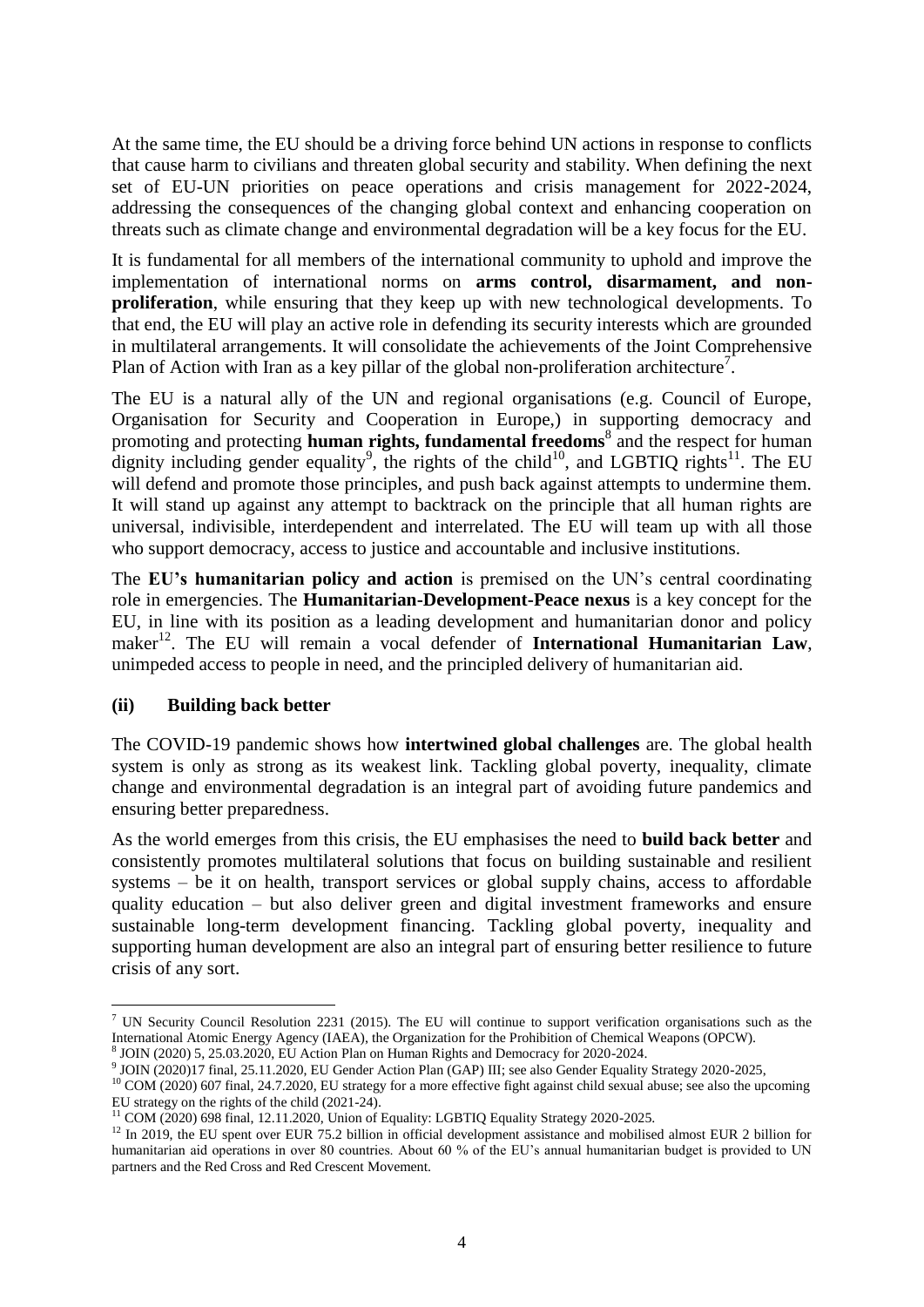At the same time, the EU should be a driving force behind UN actions in response to conflicts that cause harm to civilians and threaten global security and stability. When defining the next set of EU-UN priorities on peace operations and crisis management for 2022-2024, addressing the consequences of the changing global context and enhancing cooperation on threats such as climate change and environmental degradation will be a key focus for the EU.

It is fundamental for all members of the international community to uphold and improve the implementation of international norms on **arms control, disarmament, and non-proliferation**, while ensuring that they keep up with new technological developments. To that end, the EU will play an active role in defending its security interests which are grounded in multilateral arrangements. It will consolidate the achievements of the Joint Comprehensive Plan of Action with Iran as a key pillar of the global non-proliferation architecture[7].

The EU is a natural ally of the UN and regional organisations (e.g. Council of Europe, Organisation for Security and Cooperation in Europe,) in supporting democracy and promoting and protecting **human rights, fundamental freedoms**[8] and the respect for human dignity including gender equality[9], the rights of the child[10], and LGBTIQ rights[11]. The EU will defend and promote those principles, and push back against attempts to undermine them. It will stand up against any attempt to backtrack on the principle that all human rights are universal, indivisible, interdependent and interrelated. The EU will team up with all those who support democracy, access to justice and accountable and inclusive institutions.

The **EU's humanitarian policy and action** is premised on the UN's central coordinating role in emergencies. The **Humanitarian-Development-Peace nexus** is a key concept for the EU, in line with its position as a leading development and humanitarian donor and policy maker[12]. The EU will remain a vocal defender of **International Humanitarian Law**, unimpeded access to people in need, and the principled delivery of humanitarian aid.

### (ii) Building back better

The COVID-19 pandemic shows how **intertwined global challenges** are. The global health system is only as strong as its weakest link. Tackling global poverty, inequality, climate change and environmental degradation is an integral part of avoiding future pandemics and ensuring better preparedness.

As the world emerges from this crisis, the EU emphasises the need to **build back better** and consistently promotes multilateral solutions that focus on building sustainable and resilient systems – be it on health, transport services or global supply chains, access to affordable quality education – but also deliver green and digital investment frameworks and ensure sustainable long-term development financing. Tackling global poverty, inequality and supporting human development are also an integral part of ensuring better resilience to future crisis of any sort.

---

[7] UN Security Council Resolution 2231 (2015). The EU will continue to support verification organisations such as the International Atomic Energy Agency (IAEA), the Organization for the Prohibition of Chemical Weapons (OPCW).

[8] JOIN (2020) 5, 25.03.2020, EU Action Plan on Human Rights and Democracy for 2020-2024.

[9] JOIN (2020)17 final, 25.11.2020, EU Gender Action Plan (GAP) III; see also Gender Equality Strategy 2020-2025,

[10] COM (2020) 607 final, 24.7.2020, EU strategy for a more effective fight against child sexual abuse; see also the upcoming EU strategy on the rights of the child (2021-24).

[11] COM (2020) 698 final, 12.11.2020, Union of Equality: LGBTIQ Equality Strategy 2020-2025.

[12] In 2019, the EU spent over EUR 75.2 billion in official development assistance and mobilised almost EUR 2 billion for humanitarian aid operations in over 80 countries. About 60 % of the EU's annual humanitarian budget is provided to UN partners and the Red Cross and Red Crescent Movement.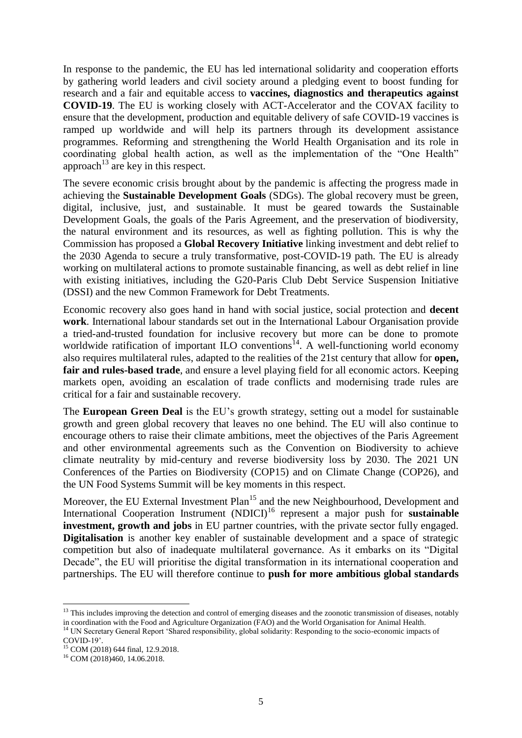In response to the pandemic, the EU has led international solidarity and cooperation efforts by gathering world leaders and civil society around a pledging event to boost funding for research and a fair and equitable access to **vaccines, diagnostics and therapeutics against COVID-19**. The EU is working closely with ACT-Accelerator and the COVAX facility to ensure that the development, production and equitable delivery of safe COVID-19 vaccines is ramped up worldwide and will help its partners through its development assistance programmes. Reforming and strengthening the World Health Organisation and its role in coordinating global health action, as well as the implementation of the "One Health" approach[13] are key in this respect.

The severe economic crisis brought about by the pandemic is affecting the progress made in achieving the **Sustainable Development Goals** (SDGs). The global recovery must be green, digital, inclusive, just, and sustainable. It must be geared towards the Sustainable Development Goals, the goals of the Paris Agreement, and the preservation of biodiversity, the natural environment and its resources, as well as fighting pollution. This is why the Commission has proposed a **Global Recovery Initiative** linking investment and debt relief to the 2030 Agenda to secure a truly transformative, post-COVID-19 path. The EU is already working on multilateral actions to promote sustainable financing, as well as debt relief in line with existing initiatives, including the G20-Paris Club Debt Service Suspension Initiative (DSSI) and the new Common Framework for Debt Treatments.

Economic recovery also goes hand in hand with social justice, social protection and **decent work**. International labour standards set out in the International Labour Organisation provide a tried-and-trusted foundation for inclusive recovery but more can be done to promote worldwide ratification of important ILO conventions[14]. A well-functioning world economy also requires multilateral rules, adapted to the realities of the 21st century that allow for **open, fair and rules-based trade**, and ensure a level playing field for all economic actors. Keeping markets open, avoiding an escalation of trade conflicts and modernising trade rules are critical for a fair and sustainable recovery.

The **European Green Deal** is the EU's growth strategy, setting out a model for sustainable growth and green global recovery that leaves no one behind. The EU will also continue to encourage others to raise their climate ambitions, meet the objectives of the Paris Agreement and other environmental agreements such as the Convention on Biodiversity to achieve climate neutrality by mid-century and reverse biodiversity loss by 2030. The 2021 UN Conferences of the Parties on Biodiversity (COP15) and on Climate Change (COP26), and the UN Food Systems Summit will be key moments in this respect.

Moreover, the EU External Investment Plan[15] and the new Neighbourhood, Development and International Cooperation Instrument (NDICI)[16] represent a major push for **sustainable investment, growth and jobs** in EU partner countries, with the private sector fully engaged. **Digitalisation** is another key enabler of sustainable development and a space of strategic competition but also of inadequate multilateral governance. As it embarks on its "Digital Decade", the EU will prioritise the digital transformation in its international cooperation and partnerships. The EU will therefore continue to **push for more ambitious global standards**

---

[13] This includes improving the detection and control of emerging diseases and the zoonotic transmission of diseases, notably in coordination with the Food and Agriculture Organization (FAO) and the World Organisation for Animal Health.

[14] UN Secretary General Report 'Shared responsibility, global solidarity: Responding to the socio-economic impacts of COVID-19'.

[15] COM (2018) 644 final, 12.9.2018.

[16] COM (2018)460, 14.06.2018.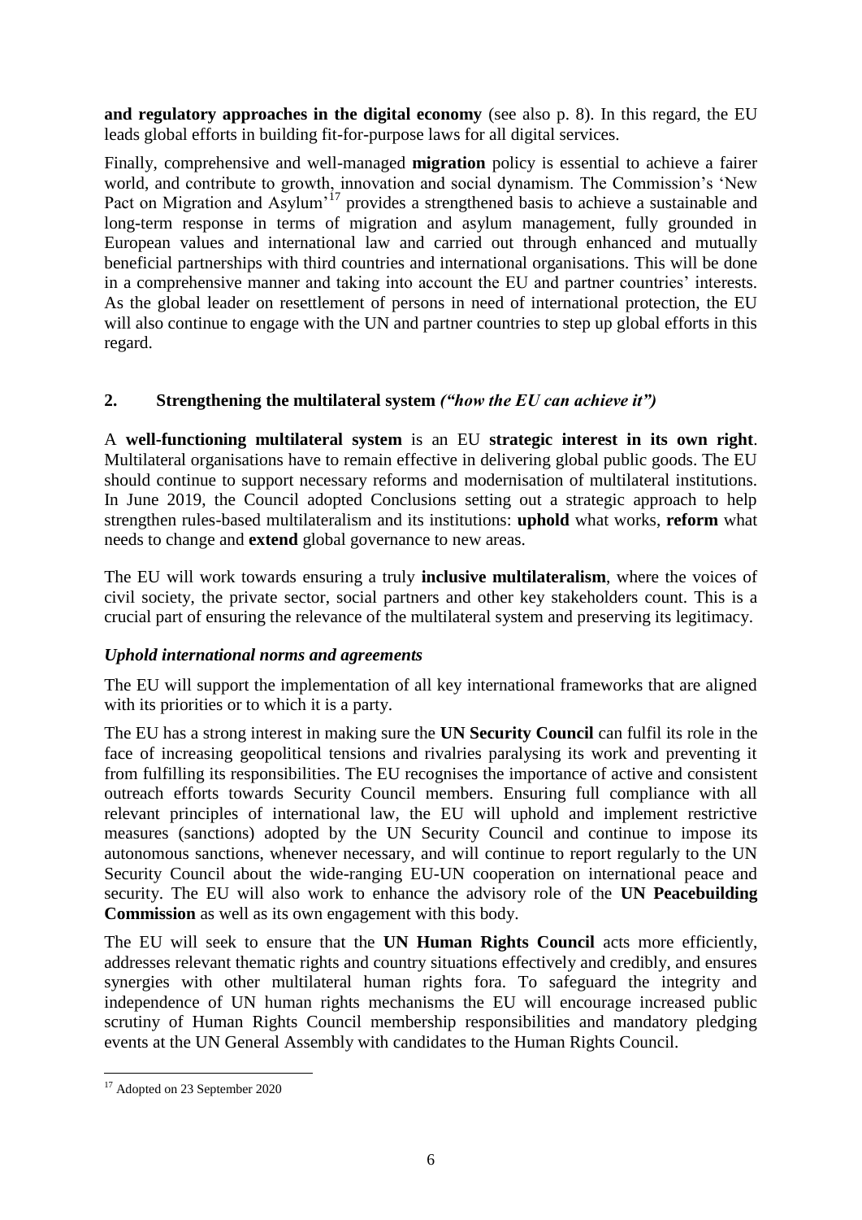**and regulatory approaches in the digital economy** (see also p. 8). In this regard, the EU leads global efforts in building fit-for-purpose laws for all digital services.

Finally, comprehensive and well-managed **migration** policy is essential to achieve a fairer world, and contribute to growth, innovation and social dynamism. The Commission's 'New Pact on Migration and Asylum'[17] provides a strengthened basis to achieve a sustainable and long-term response in terms of migration and asylum management, fully grounded in European values and international law and carried out through enhanced and mutually beneficial partnerships with third countries and international organisations. This will be done in a comprehensive manner and taking into account the EU and partner countries' interests. As the global leader on resettlement of persons in need of international protection, the EU will also continue to engage with the UN and partner countries to step up global efforts in this regard.

## 2. Strengthening the multilateral system *("how the EU can achieve it")*

A **well-functioning multilateral system** is an EU **strategic interest in its own right**. Multilateral organisations have to remain effective in delivering global public goods. The EU should continue to support necessary reforms and modernisation of multilateral institutions. In June 2019, the Council adopted Conclusions setting out a strategic approach to help strengthen rules-based multilateralism and its institutions: **uphold** what works, **reform** what needs to change and **extend** global governance to new areas.

The EU will work towards ensuring a truly **inclusive multilateralism**, where the voices of civil society, the private sector, social partners and other key stakeholders count. This is a crucial part of ensuring the relevance of the multilateral system and preserving its legitimacy.

### *Uphold international norms and agreements*

The EU will support the implementation of all key international frameworks that are aligned with its priorities or to which it is a party.

The EU has a strong interest in making sure the **UN Security Council** can fulfil its role in the face of increasing geopolitical tensions and rivalries paralysing its work and preventing it from fulfilling its responsibilities. The EU recognises the importance of active and consistent outreach efforts towards Security Council members. Ensuring full compliance with all relevant principles of international law, the EU will uphold and implement restrictive measures (sanctions) adopted by the UN Security Council and continue to impose its autonomous sanctions, whenever necessary, and will continue to report regularly to the UN Security Council about the wide-ranging EU-UN cooperation on international peace and security. The EU will also work to enhance the advisory role of the **UN Peacebuilding Commission** as well as its own engagement with this body.

The EU will seek to ensure that the **UN Human Rights Council** acts more efficiently, addresses relevant thematic rights and country situations effectively and credibly, and ensures synergies with other multilateral human rights fora. To safeguard the integrity and independence of UN human rights mechanisms the EU will encourage increased public scrutiny of Human Rights Council membership responsibilities and mandatory pledging events at the UN General Assembly with candidates to the Human Rights Council.

[17] Adopted on 23 September 2020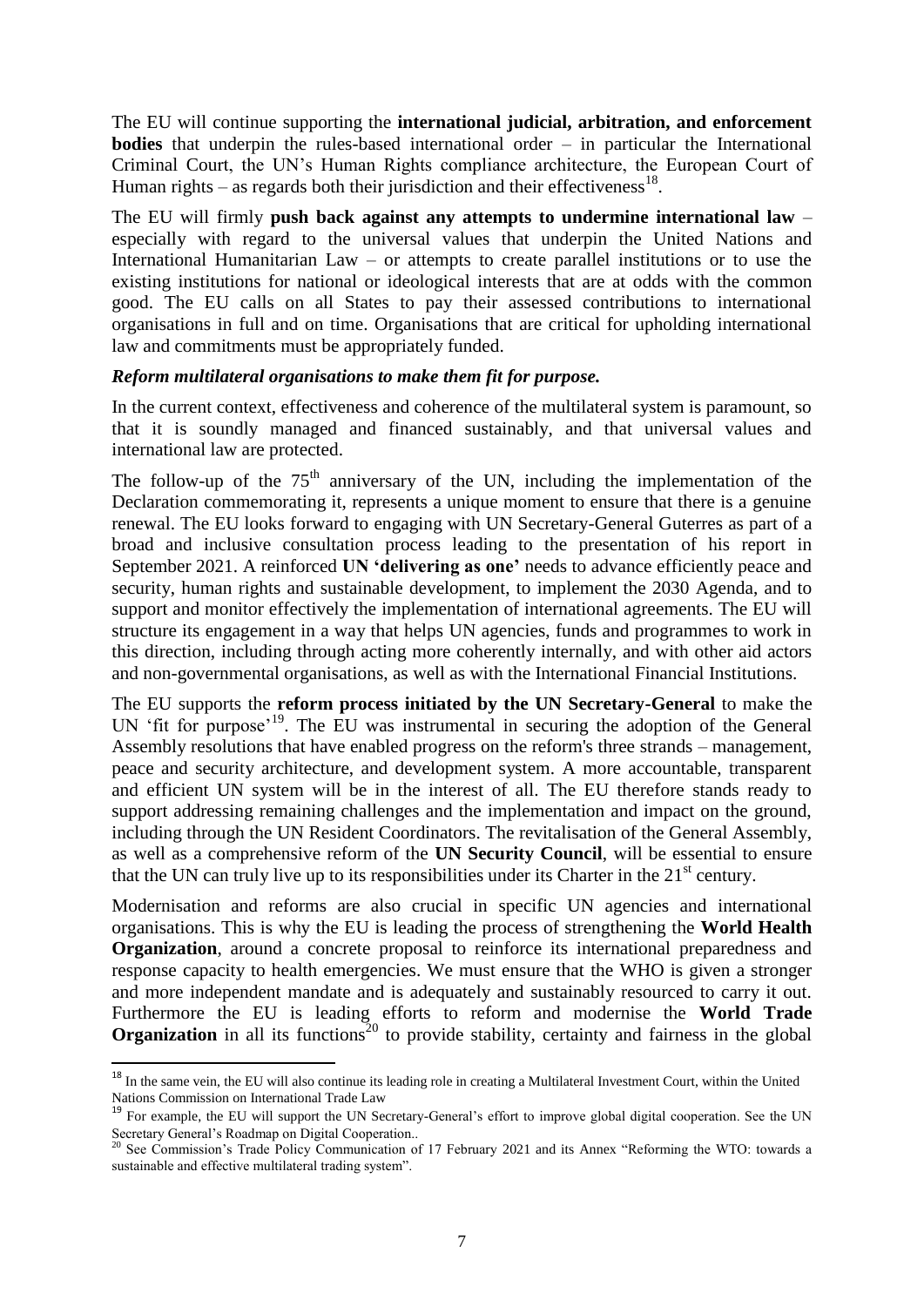The EU will continue supporting the **international judicial, arbitration, and enforcement bodies** that underpin the rules-based international order – in particular the International Criminal Court, the UN's Human Rights compliance architecture, the European Court of Human rights – as regards both their jurisdiction and their effectiveness[18].

The EU will firmly **push back against any attempts to undermine international law** – especially with regard to the universal values that underpin the United Nations and International Humanitarian Law – or attempts to create parallel institutions or to use the existing institutions for national or ideological interests that are at odds with the common good. The EU calls on all States to pay their assessed contributions to international organisations in full and on time. Organisations that are critical for upholding international law and commitments must be appropriately funded.

***Reform multilateral organisations to make them fit for purpose.***

In the current context, effectiveness and coherence of the multilateral system is paramount, so that it is soundly managed and financed sustainably, and that universal values and international law are protected.

The follow-up of the 75th anniversary of the UN, including the implementation of the Declaration commemorating it, represents a unique moment to ensure that there is a genuine renewal. The EU looks forward to engaging with UN Secretary-General Guterres as part of a broad and inclusive consultation process leading to the presentation of his report in September 2021. A reinforced **UN 'delivering as one'** needs to advance efficiently peace and security, human rights and sustainable development, to implement the 2030 Agenda, and to support and monitor effectively the implementation of international agreements. The EU will structure its engagement in a way that helps UN agencies, funds and programmes to work in this direction, including through acting more coherently internally, and with other aid actors and non-governmental organisations, as well as with the International Financial Institutions.

The EU supports the **reform process initiated by the UN Secretary-General** to make the UN 'fit for purpose'[19]. The EU was instrumental in securing the adoption of the General Assembly resolutions that have enabled progress on the reform's three strands – management, peace and security architecture, and development system. A more accountable, transparent and efficient UN system will be in the interest of all. The EU therefore stands ready to support addressing remaining challenges and the implementation and impact on the ground, including through the UN Resident Coordinators. The revitalisation of the General Assembly, as well as a comprehensive reform of the **UN Security Council**, will be essential to ensure that the UN can truly live up to its responsibilities under its Charter in the 21st century.

Modernisation and reforms are also crucial in specific UN agencies and international organisations. This is why the EU is leading the process of strengthening the **World Health Organization**, around a concrete proposal to reinforce its international preparedness and response capacity to health emergencies. We must ensure that the WHO is given a stronger and more independent mandate and is adequately and sustainably resourced to carry it out. Furthermore the EU is leading efforts to reform and modernise the **World Trade Organization** in all its functions[20] to provide stability, certainty and fairness in the global

---

[18] In the same vein, the EU will also continue its leading role in creating a Multilateral Investment Court, within the United Nations Commission on International Trade Law

[19] For example, the EU will support the UN Secretary-General's effort to improve global digital cooperation. See the UN Secretary General's Roadmap on Digital Cooperation..

[20] See Commission's Trade Policy Communication of 17 February 2021 and its Annex "Reforming the WTO: towards a sustainable and effective multilateral trading system".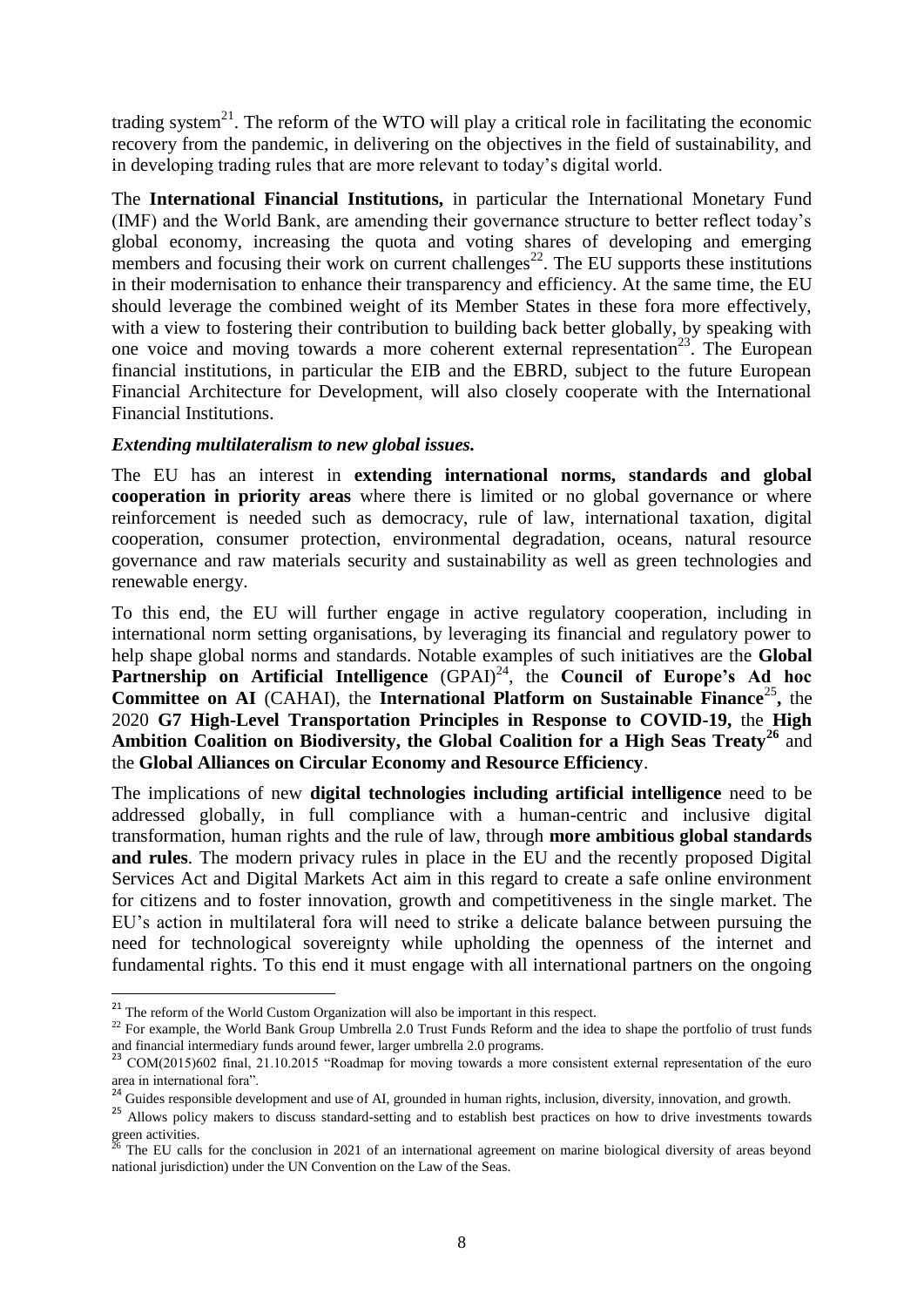trading system[21]. The reform of the WTO will play a critical role in facilitating the economic recovery from the pandemic, in delivering on the objectives in the field of sustainability, and in developing trading rules that are more relevant to today's digital world.

The **International Financial Institutions,** in particular the International Monetary Fund (IMF) and the World Bank, are amending their governance structure to better reflect today's global economy, increasing the quota and voting shares of developing and emerging members and focusing their work on current challenges[22]. The EU supports these institutions in their modernisation to enhance their transparency and efficiency. At the same time, the EU should leverage the combined weight of its Member States in these fora more effectively, with a view to fostering their contribution to building back better globally, by speaking with one voice and moving towards a more coherent external representation[23]. The European financial institutions, in particular the EIB and the EBRD, subject to the future European Financial Architecture for Development, will also closely cooperate with the International Financial Institutions.

***Extending multilateralism to new global issues.***

The EU has an interest in **extending international norms, standards and global cooperation in priority areas** where there is limited or no global governance or where reinforcement is needed such as democracy, rule of law, international taxation, digital cooperation, consumer protection, environmental degradation, oceans, natural resource governance and raw materials security and sustainability as well as green technologies and renewable energy.

To this end, the EU will further engage in active regulatory cooperation, including in international norm setting organisations, by leveraging its financial and regulatory power to help shape global norms and standards. Notable examples of such initiatives are the **Global Partnership on Artificial Intelligence** (GPAI)[24], the **Council of Europe's Ad hoc Committee on AI** (CAHAI), the **International Platform on Sustainable Finance**[25]**,** the 2020 **G7 High-Level Transportation Principles in Response to COVID-19,** the **High Ambition Coalition on Biodiversity, the Global Coalition for a High Seas Treaty**[26] and the **Global Alliances on Circular Economy and Resource Efficiency**.

The implications of new **digital technologies including artificial intelligence** need to be addressed globally, in full compliance with a human-centric and inclusive digital transformation, human rights and the rule of law, through **more ambitious global standards and rules**. The modern privacy rules in place in the EU and the recently proposed Digital Services Act and Digital Markets Act aim in this regard to create a safe online environment for citizens and to foster innovation, growth and competitiveness in the single market. The EU's action in multilateral fora will need to strike a delicate balance between pursuing the need for technological sovereignty while upholding the openness of the internet and fundamental rights. To this end it must engage with all international partners on the ongoing

---

[21] The reform of the World Custom Organization will also be important in this respect.

[22] For example, the World Bank Group Umbrella 2.0 Trust Funds Reform and the idea to shape the portfolio of trust funds and financial intermediary funds around fewer, larger umbrella 2.0 programs.

[23] COM(2015)602 final, 21.10.2015 "Roadmap for moving towards a more consistent external representation of the euro area in international fora".

[24] Guides responsible development and use of AI, grounded in human rights, inclusion, diversity, innovation, and growth.

[25] Allows policy makers to discuss standard-setting and to establish best practices on how to drive investments towards green activities.

[26] The EU calls for the conclusion in 2021 of an international agreement on marine biological diversity of areas beyond national jurisdiction) under the UN Convention on the Law of the Seas.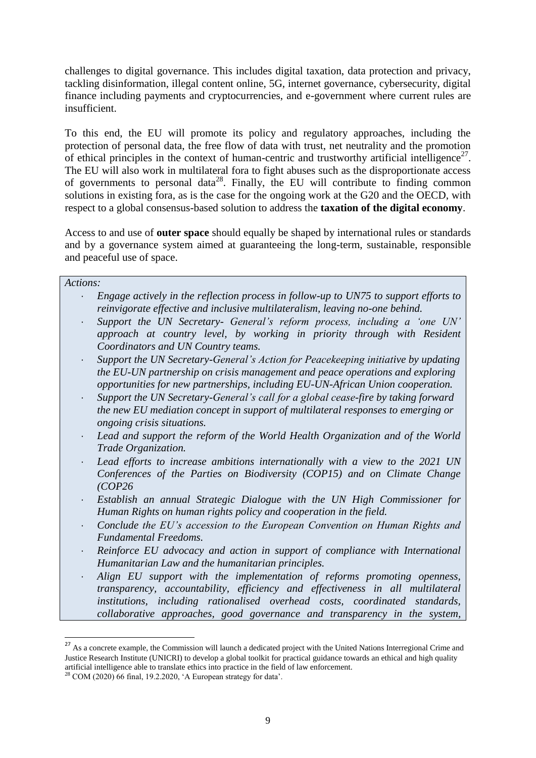challenges to digital governance. This includes digital taxation, data protection and privacy, tackling disinformation, illegal content online, 5G, internet governance, cybersecurity, digital finance including payments and cryptocurrencies, and e-government where current rules are insufficient.

To this end, the EU will promote its policy and regulatory approaches, including the protection of personal data, the free flow of data with trust, net neutrality and the promotion of ethical principles in the context of human-centric and trustworthy artificial intelligence[27]. The EU will also work in multilateral fora to fight abuses such as the disproportionate access of governments to personal data[28]. Finally, the EU will contribute to finding common solutions in existing fora, as is the case for the ongoing work at the G20 and the OECD, with respect to a global consensus-based solution to address the **taxation of the digital economy**.

Access to and use of **outer space** should equally be shaped by international rules or standards and by a governance system aimed at guaranteeing the long-term, sustainable, responsible and peaceful use of space.

*Actions:*

- *Engage actively in the reflection process in follow-up to UN75 to support efforts to reinvigorate effective and inclusive multilateralism, leaving no-one behind.*
- *Support the UN Secretary- General's reform process, including a 'one UN' approach at country level, by working in priority through with Resident Coordinators and UN Country teams.*
- *Support the UN Secretary-General's Action for Peacekeeping initiative by updating the EU-UN partnership on crisis management and peace operations and exploring opportunities for new partnerships, including EU-UN-African Union cooperation.*
- *Support the UN Secretary-General's call for a global cease-fire by taking forward the new EU mediation concept in support of multilateral responses to emerging or ongoing crisis situations.*
- *Lead and support the reform of the World Health Organization and of the World Trade Organization.*
- *Lead efforts to increase ambitions internationally with a view to the 2021 UN Conferences of the Parties on Biodiversity (COP15) and on Climate Change (COP26*
- *Establish an annual Strategic Dialogue with the UN High Commissioner for Human Rights on human rights policy and cooperation in the field.*
- *Conclude the EU's accession to the European Convention on Human Rights and Fundamental Freedoms.*
- *Reinforce EU advocacy and action in support of compliance with International Humanitarian Law and the humanitarian principles.*
- *Align EU support with the implementation of reforms promoting openness, transparency, accountability, efficiency and effectiveness in all multilateral institutions, including rationalised overhead costs, coordinated standards, collaborative approaches, good governance and transparency in the system,*

[27] As a concrete example, the Commission will launch a dedicated project with the United Nations Interregional Crime and Justice Research Institute (UNICRI) to develop a global toolkit for practical guidance towards an ethical and high quality artificial intelligence able to translate ethics into practice in the field of law enforcement.

[28] COM (2020) 66 final, 19.2.2020, 'A European strategy for data'.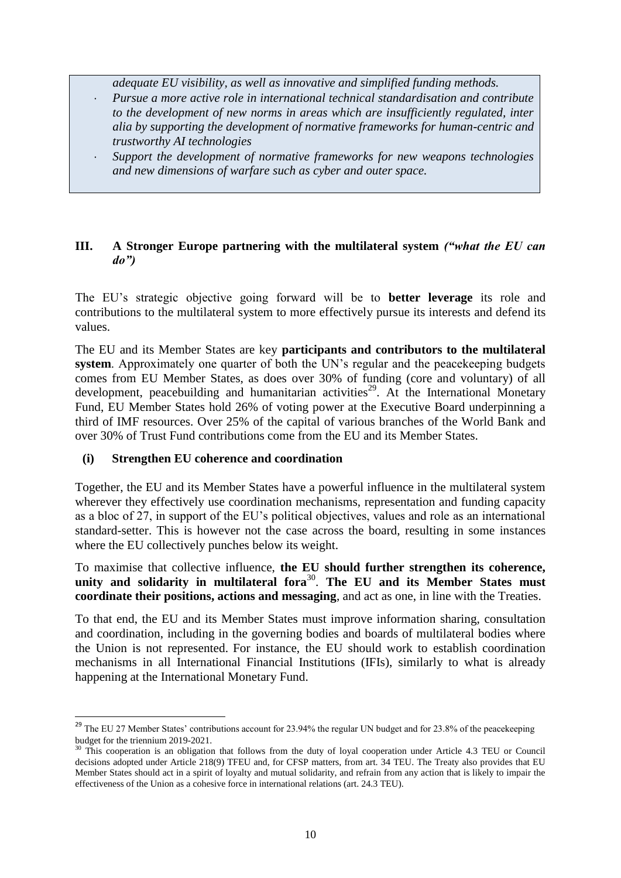*adequate EU visibility, as well as innovative and simplified funding methods.*

- *Pursue a more active role in international technical standardisation and contribute to the development of new norms in areas which are insufficiently regulated, inter alia by supporting the development of normative frameworks for human-centric and trustworthy AI technologies*
- *Support the development of normative frameworks for new weapons technologies and new dimensions of warfare such as cyber and outer space.*

## III. A Stronger Europe partnering with the multilateral system *("what the EU can do")*

The EU's strategic objective going forward will be to **better leverage** its role and contributions to the multilateral system to more effectively pursue its interests and defend its values.

The EU and its Member States are key **participants and contributors to the multilateral system**. Approximately one quarter of both the UN's regular and the peacekeeping budgets comes from EU Member States, as does over 30% of funding (core and voluntary) of all development, peacebuilding and humanitarian activities[29]. At the International Monetary Fund, EU Member States hold 26% of voting power at the Executive Board underpinning a third of IMF resources. Over 25% of the capital of various branches of the World Bank and over 30% of Trust Fund contributions come from the EU and its Member States.

### (i) Strengthen EU coherence and coordination

Together, the EU and its Member States have a powerful influence in the multilateral system wherever they effectively use coordination mechanisms, representation and funding capacity as a bloc of 27, in support of the EU's political objectives, values and role as an international standard-setter. This is however not the case across the board, resulting in some instances where the EU collectively punches below its weight.

To maximise that collective influence, **the EU should further strengthen its coherence, unity and solidarity in multilateral fora**[30]. **The EU and its Member States must coordinate their positions, actions and messaging**, and act as one, in line with the Treaties.

To that end, the EU and its Member States must improve information sharing, consultation and coordination, including in the governing bodies and boards of multilateral bodies where the Union is not represented. For instance, the EU should work to establish coordination mechanisms in all International Financial Institutions (IFIs), similarly to what is already happening at the International Monetary Fund.

---

[29] The EU 27 Member States' contributions account for 23.94% the regular UN budget and for 23.8% of the peacekeeping budget for the triennium 2019-2021.

[30] This cooperation is an obligation that follows from the duty of loyal cooperation under Article 4.3 TEU or Council decisions adopted under Article 218(9) TFEU and, for CFSP matters, from art. 34 TEU. The Treaty also provides that EU Member States should act in a spirit of loyalty and mutual solidarity, and refrain from any action that is likely to impair the effectiveness of the Union as a cohesive force in international relations (art. 24.3 TEU).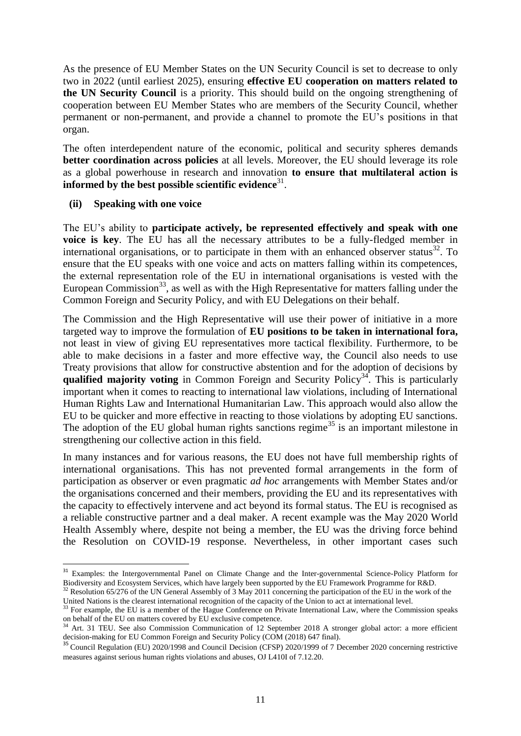As the presence of EU Member States on the UN Security Council is set to decrease to only two in 2022 (until earliest 2025), ensuring **effective EU cooperation on matters related to the UN Security Council** is a priority. This should build on the ongoing strengthening of cooperation between EU Member States who are members of the Security Council, whether permanent or non-permanent, and provide a channel to promote the EU's positions in that organ.

The often interdependent nature of the economic, political and security spheres demands **better coordination across policies** at all levels. Moreover, the EU should leverage its role as a global powerhouse in research and innovation **to ensure that multilateral action is informed by the best possible scientific evidence**[31].

### (ii) Speaking with one voice

The EU's ability to **participate actively, be represented effectively and speak with one voice is key**. The EU has all the necessary attributes to be a fully-fledged member in international organisations, or to participate in them with an enhanced observer status[32]. To ensure that the EU speaks with one voice and acts on matters falling within its competences, the external representation role of the EU in international organisations is vested with the European Commission[33], as well as with the High Representative for matters falling under the Common Foreign and Security Policy, and with EU Delegations on their behalf.

The Commission and the High Representative will use their power of initiative in a more targeted way to improve the formulation of **EU positions to be taken in international fora,** not least in view of giving EU representatives more tactical flexibility. Furthermore, to be able to make decisions in a faster and more effective way, the Council also needs to use Treaty provisions that allow for constructive abstention and for the adoption of decisions by **qualified majority voting** in Common Foreign and Security Policy[34]. This is particularly important when it comes to reacting to international law violations, including of International Human Rights Law and International Humanitarian Law. This approach would also allow the EU to be quicker and more effective in reacting to those violations by adopting EU sanctions. The adoption of the EU global human rights sanctions regime[35] is an important milestone in strengthening our collective action in this field.

In many instances and for various reasons, the EU does not have full membership rights of international organisations. This has not prevented formal arrangements in the form of participation as observer or even pragmatic *ad hoc* arrangements with Member States and/or the organisations concerned and their members, providing the EU and its representatives with the capacity to effectively intervene and act beyond its formal status. The EU is recognised as a reliable constructive partner and a deal maker. A recent example was the May 2020 World Health Assembly where, despite not being a member, the EU was the driving force behind the Resolution on COVID-19 response. Nevertheless, in other important cases such

---

[31] Examples: the Intergovernmental Panel on Climate Change and the Inter-governmental Science-Policy Platform for Biodiversity and Ecosystem Services, which have largely been supported by the EU Framework Programme for R&D.

[32] Resolution 65/276 of the UN General Assembly of 3 May 2011 concerning the participation of the EU in the work of the United Nations is the clearest international recognition of the capacity of the Union to act at international level.

[33] For example, the EU is a member of the Hague Conference on Private International Law, where the Commission speaks on behalf of the EU on matters covered by EU exclusive competence.

[34] Art. 31 TEU. See also Commission Communication of 12 September 2018 A stronger global actor: a more efficient decision-making for EU Common Foreign and Security Policy (COM (2018) 647 final).

[35] Council Regulation (EU) 2020/1998 and Council Decision (CFSP) 2020/1999 of 7 December 2020 concerning restrictive measures against serious human rights violations and abuses, OJ L410I of 7.12.20.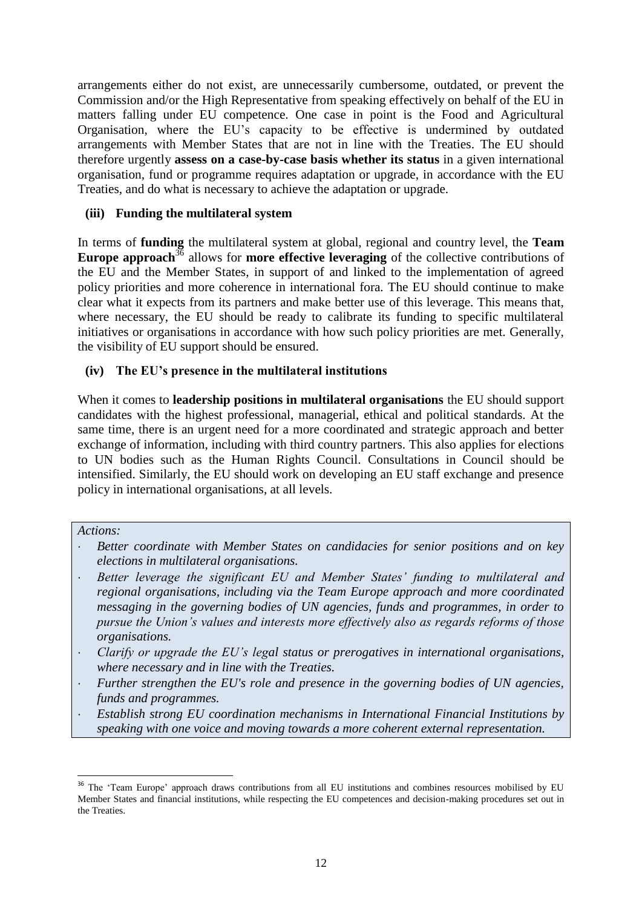arrangements either do not exist, are unnecessarily cumbersome, outdated, or prevent the Commission and/or the High Representative from speaking effectively on behalf of the EU in matters falling under EU competence. One case in point is the Food and Agricultural Organisation, where the EU's capacity to be effective is undermined by outdated arrangements with Member States that are not in line with the Treaties. The EU should therefore urgently **assess on a case-by-case basis whether its status** in a given international organisation, fund or programme requires adaptation or upgrade, in accordance with the EU Treaties, and do what is necessary to achieve the adaptation or upgrade.

### (iii) Funding the multilateral system

In terms of **funding** the multilateral system at global, regional and country level, the **Team Europe approach**[36] allows for **more effective leveraging** of the collective contributions of the EU and the Member States, in support of and linked to the implementation of agreed policy priorities and more coherence in international fora. The EU should continue to make clear what it expects from its partners and make better use of this leverage. This means that, where necessary, the EU should be ready to calibrate its funding to specific multilateral initiatives or organisations in accordance with how such policy priorities are met. Generally, the visibility of EU support should be ensured.

### (iv) The EU's presence in the multilateral institutions

When it comes to **leadership positions in multilateral organisations** the EU should support candidates with the highest professional, managerial, ethical and political standards. At the same time, there is an urgent need for a more coordinated and strategic approach and better exchange of information, including with third country partners. This also applies for elections to UN bodies such as the Human Rights Council. Consultations in Council should be intensified. Similarly, the EU should work on developing an EU staff exchange and presence policy in international organisations, at all levels.

*Actions:*

- *Better coordinate with Member States on candidacies for senior positions and on key elections in multilateral organisations.*
- *Better leverage the significant EU and Member States' funding to multilateral and regional organisations, including via the Team Europe approach and more coordinated messaging in the governing bodies of UN agencies, funds and programmes, in order to pursue the Union's values and interests more effectively also as regards reforms of those organisations.*
- *Clarify or upgrade the EU's legal status or prerogatives in international organisations, where necessary and in line with the Treaties.*
- *Further strengthen the EU's role and presence in the governing bodies of UN agencies, funds and programmes.*
- *Establish strong EU coordination mechanisms in International Financial Institutions by speaking with one voice and moving towards a more coherent external representation.*

---

[36] The 'Team Europe' approach draws contributions from all EU institutions and combines resources mobilised by EU Member States and financial institutions, while respecting the EU competences and decision-making procedures set out in the Treaties.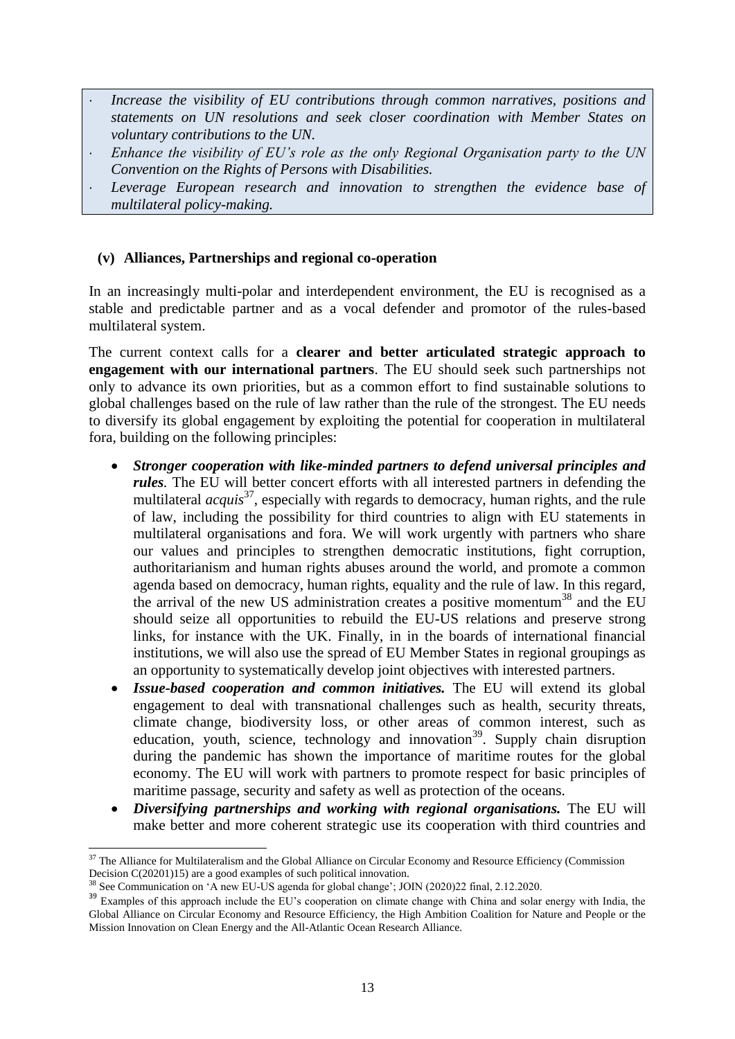- *Increase the visibility of EU contributions through common narratives, positions and statements on UN resolutions and seek closer coordination with Member States on voluntary contributions to the UN.*
- *Enhance the visibility of EU's role as the only Regional Organisation party to the UN Convention on the Rights of Persons with Disabilities.*
- *Leverage European research and innovation to strengthen the evidence base of multilateral policy-making.*

### (v) Alliances, Partnerships and regional co-operation

In an increasingly multi-polar and interdependent environment, the EU is recognised as a stable and predictable partner and as a vocal defender and promotor of the rules-based multilateral system.

The current context calls for a **clearer and better articulated strategic approach to engagement with our international partners**. The EU should seek such partnerships not only to advance its own priorities, but as a common effort to find sustainable solutions to global challenges based on the rule of law rather than the rule of the strongest. The EU needs to diversify its global engagement by exploiting the potential for cooperation in multilateral fora, building on the following principles:

- ***Stronger cooperation with like-minded partners to defend universal principles and rules.*** The EU will better concert efforts with all interested partners in defending the multilateral *acquis*[37], especially with regards to democracy, human rights, and the rule of law, including the possibility for third countries to align with EU statements in multilateral organisations and fora. We will work urgently with partners who share our values and principles to strengthen democratic institutions, fight corruption, authoritarianism and human rights abuses around the world, and promote a common agenda based on democracy, human rights, equality and the rule of law. In this regard, the arrival of the new US administration creates a positive momentum[38] and the EU should seize all opportunities to rebuild the EU-US relations and preserve strong links, for instance with the UK. Finally, in in the boards of international financial institutions, we will also use the spread of EU Member States in regional groupings as an opportunity to systematically develop joint objectives with interested partners.
- ***Issue-based cooperation and common initiatives.*** The EU will extend its global engagement to deal with transnational challenges such as health, security threats, climate change, biodiversity loss, or other areas of common interest, such as education, youth, science, technology and innovation[39]. Supply chain disruption during the pandemic has shown the importance of maritime routes for the global economy. The EU will work with partners to promote respect for basic principles of maritime passage, security and safety as well as protection of the oceans.
- ***Diversifying partnerships and working with regional organisations.*** The EU will make better and more coherent strategic use its cooperation with third countries and

[37] The Alliance for Multilateralism and the Global Alliance on Circular Economy and Resource Efficiency (Commission Decision C(20201)15) are a good examples of such political innovation.

[38] See Communication on 'A new EU-US agenda for global change'; JOIN (2020)22 final, 2.12.2020.

[39] Examples of this approach include the EU's cooperation on climate change with China and solar energy with India, the Global Alliance on Circular Economy and Resource Efficiency, the High Ambition Coalition for Nature and People or the Mission Innovation on Clean Energy and the All-Atlantic Ocean Research Alliance.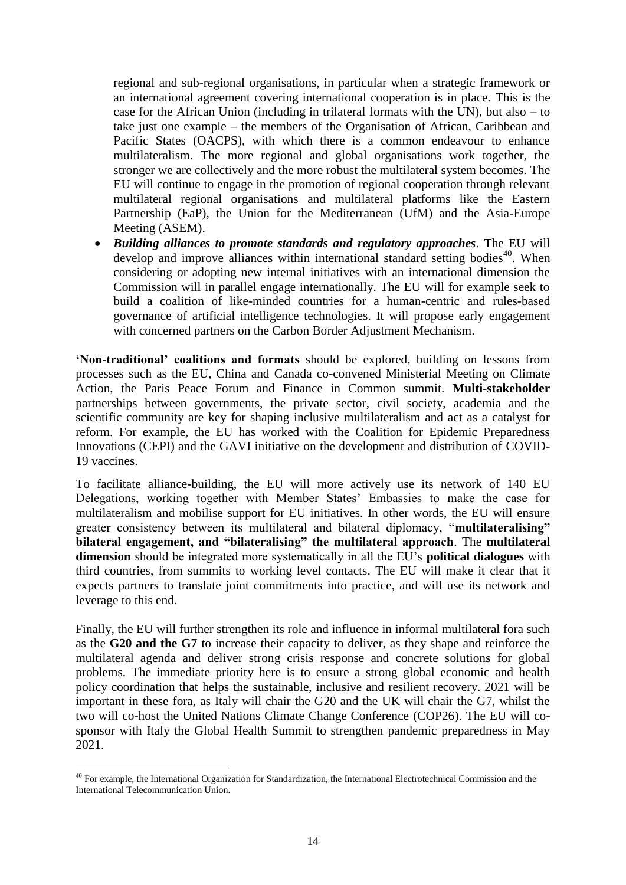regional and sub-regional organisations, in particular when a strategic framework or an international agreement covering international cooperation is in place. This is the case for the African Union (including in trilateral formats with the UN), but also – to take just one example – the members of the Organisation of African, Caribbean and Pacific States (OACPS), with which there is a common endeavour to enhance multilateralism. The more regional and global organisations work together, the stronger we are collectively and the more robust the multilateral system becomes. The EU will continue to engage in the promotion of regional cooperation through relevant multilateral regional organisations and multilateral platforms like the Eastern Partnership (EaP), the Union for the Mediterranean (UfM) and the Asia-Europe Meeting (ASEM).

- ***Building alliances to promote standards and regulatory approaches***. The EU will develop and improve alliances within international standard setting bodies[40]. When considering or adopting new internal initiatives with an international dimension the Commission will in parallel engage internationally. The EU will for example seek to build a coalition of like-minded countries for a human-centric and rules-based governance of artificial intelligence technologies. It will propose early engagement with concerned partners on the Carbon Border Adjustment Mechanism.

**'Non-traditional' coalitions and formats** should be explored, building on lessons from processes such as the EU, China and Canada co-convened Ministerial Meeting on Climate Action, the Paris Peace Forum and Finance in Common summit. **Multi-stakeholder** partnerships between governments, the private sector, civil society, academia and the scientific community are key for shaping inclusive multilateralism and act as a catalyst for reform. For example, the EU has worked with the Coalition for Epidemic Preparedness Innovations (CEPI) and the GAVI initiative on the development and distribution of COVID-19 vaccines.

To facilitate alliance-building, the EU will more actively use its network of 140 EU Delegations, working together with Member States' Embassies to make the case for multilateralism and mobilise support for EU initiatives. In other words, the EU will ensure greater consistency between its multilateral and bilateral diplomacy, "**multilateralising" bilateral engagement, and "bilateralising" the multilateral approach**. The **multilateral dimension** should be integrated more systematically in all the EU's **political dialogues** with third countries, from summits to working level contacts. The EU will make it clear that it expects partners to translate joint commitments into practice, and will use its network and leverage to this end.

Finally, the EU will further strengthen its role and influence in informal multilateral fora such as the **G20 and the G7** to increase their capacity to deliver, as they shape and reinforce the multilateral agenda and deliver strong crisis response and concrete solutions for global problems. The immediate priority here is to ensure a strong global economic and health policy coordination that helps the sustainable, inclusive and resilient recovery. 2021 will be important in these fora, as Italy will chair the G20 and the UK will chair the G7, whilst the two will co-host the United Nations Climate Change Conference (COP26). The EU will co-sponsor with Italy the Global Health Summit to strengthen pandemic preparedness in May 2021.

[40] For example, the International Organization for Standardization, the International Electrotechnical Commission and the International Telecommunication Union.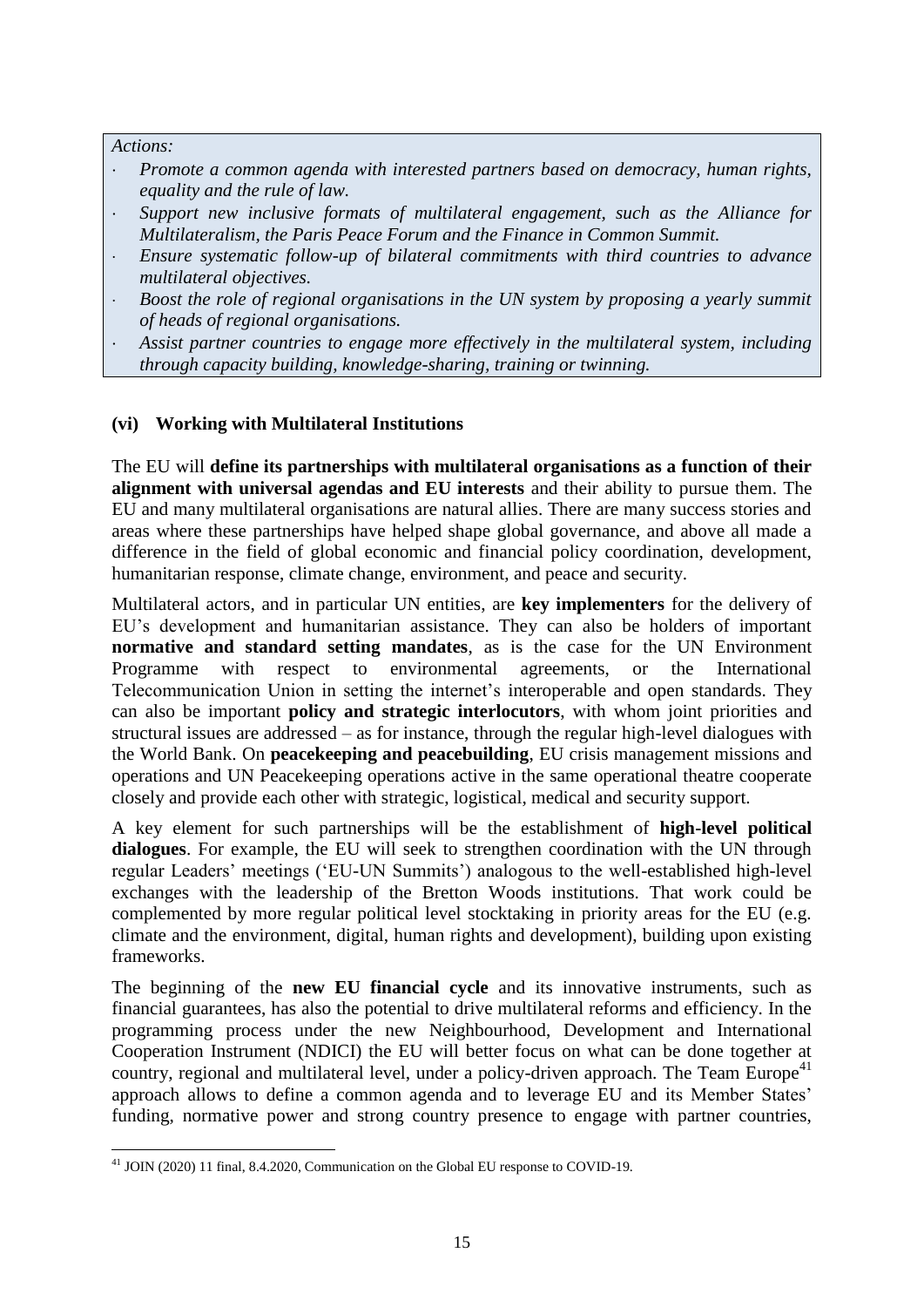*Actions:*

- *Promote a common agenda with interested partners based on democracy, human rights, equality and the rule of law.*
- *Support new inclusive formats of multilateral engagement, such as the Alliance for Multilateralism, the Paris Peace Forum and the Finance in Common Summit.*
- *Ensure systematic follow-up of bilateral commitments with third countries to advance multilateral objectives.*
- *Boost the role of regional organisations in the UN system by proposing a yearly summit of heads of regional organisations.*
- *Assist partner countries to engage more effectively in the multilateral system, including through capacity building, knowledge-sharing, training or twinning.*

### (vi) Working with Multilateral Institutions

The EU will **define its partnerships with multilateral organisations as a function of their alignment with universal agendas and EU interests** and their ability to pursue them. The EU and many multilateral organisations are natural allies. There are many success stories and areas where these partnerships have helped shape global governance, and above all made a difference in the field of global economic and financial policy coordination, development, humanitarian response, climate change, environment, and peace and security.

Multilateral actors, and in particular UN entities, are **key implementers** for the delivery of EU's development and humanitarian assistance. They can also be holders of important **normative and standard setting mandates**, as is the case for the UN Environment Programme with respect to environmental agreements, or the International Telecommunication Union in setting the internet's interoperable and open standards. They can also be important **policy and strategic interlocutors**, with whom joint priorities and structural issues are addressed – as for instance, through the regular high-level dialogues with the World Bank. On **peacekeeping and peacebuilding**, EU crisis management missions and operations and UN Peacekeeping operations active in the same operational theatre cooperate closely and provide each other with strategic, logistical, medical and security support.

A key element for such partnerships will be the establishment of **high-level political dialogues**. For example, the EU will seek to strengthen coordination with the UN through regular Leaders' meetings ('EU-UN Summits') analogous to the well-established high-level exchanges with the leadership of the Bretton Woods institutions. That work could be complemented by more regular political level stocktaking in priority areas for the EU (e.g. climate and the environment, digital, human rights and development), building upon existing frameworks.

The beginning of the **new EU financial cycle** and its innovative instruments, such as financial guarantees, has also the potential to drive multilateral reforms and efficiency. In the programming process under the new Neighbourhood, Development and International Cooperation Instrument (NDICI) the EU will better focus on what can be done together at country, regional and multilateral level, under a policy-driven approach. The Team Europe[41] approach allows to define a common agenda and to leverage EU and its Member States' funding, normative power and strong country presence to engage with partner countries,

[41] JOIN (2020) 11 final, 8.4.2020, Communication on the Global EU response to COVID-19.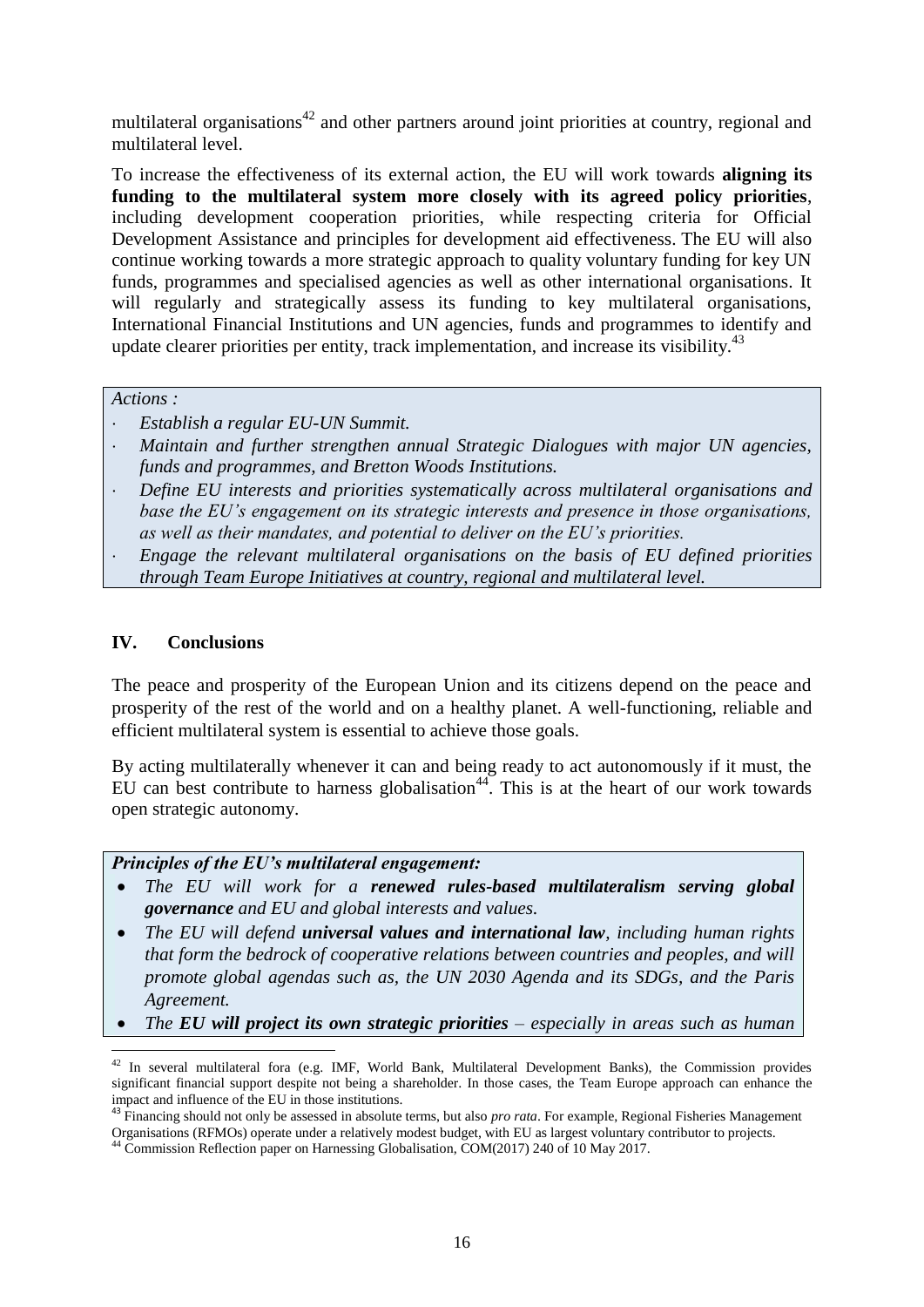multilateral organisations[42] and other partners around joint priorities at country, regional and multilateral level.

To increase the effectiveness of its external action, the EU will work towards **aligning its funding to the multilateral system more closely with its agreed policy priorities**, including development cooperation priorities, while respecting criteria for Official Development Assistance and principles for development aid effectiveness. The EU will also continue working towards a more strategic approach to quality voluntary funding for key UN funds, programmes and specialised agencies as well as other international organisations. It will regularly and strategically assess its funding to key multilateral organisations, International Financial Institutions and UN agencies, funds and programmes to identify and update clearer priorities per entity, track implementation, and increase its visibility.[43]

*Actions :*

- *Establish a regular EU-UN Summit.*
- *Maintain and further strengthen annual Strategic Dialogues with major UN agencies, funds and programmes, and Bretton Woods Institutions.*
- *Define EU interests and priorities systematically across multilateral organisations and base the EU's engagement on its strategic interests and presence in those organisations, as well as their mandates, and potential to deliver on the EU's priorities.*
- *Engage the relevant multilateral organisations on the basis of EU defined priorities through Team Europe Initiatives at country, regional and multilateral level.*

## IV. Conclusions

The peace and prosperity of the European Union and its citizens depend on the peace and prosperity of the rest of the world and on a healthy planet. A well-functioning, reliable and efficient multilateral system is essential to achieve those goals.

By acting multilaterally whenever it can and being ready to act autonomously if it must, the EU can best contribute to harness globalisation[44]. This is at the heart of our work towards open strategic autonomy.

***Principles of the EU's multilateral engagement:***

- *The EU will work for a* ***renewed rules-based multilateralism serving global governance*** *and EU and global interests and values.*
- *The EU will defend* ***universal values and international law****, including human rights that form the bedrock of cooperative relations between countries and peoples, and will promote global agendas such as, the UN 2030 Agenda and its SDGs, and the Paris Agreement.*
- *The* ***EU will project its own strategic priorities*** *– especially in areas such as human*

---

[42] In several multilateral fora (e.g. IMF, World Bank, Multilateral Development Banks), the Commission provides significant financial support despite not being a shareholder. In those cases, the Team Europe approach can enhance the impact and influence of the EU in those institutions.

[43] Financing should not only be assessed in absolute terms, but also *pro rata*. For example, Regional Fisheries Management Organisations (RFMOs) operate under a relatively modest budget, with EU as largest voluntary contributor to projects.

[44] Commission Reflection paper on Harnessing Globalisation, COM(2017) 240 of 10 May 2017.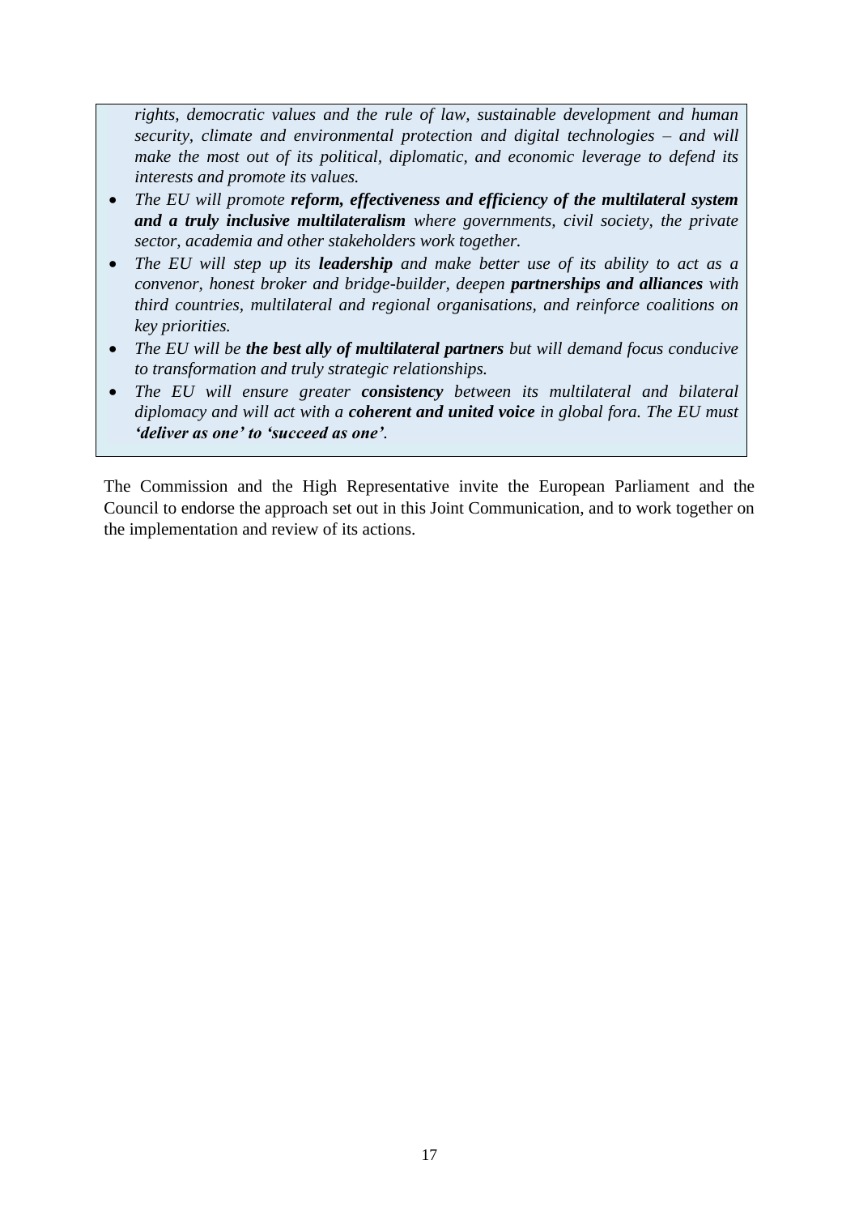*rights, democratic values and the rule of law, sustainable development and human security, climate and environmental protection and digital technologies – and will make the most out of its political, diplomatic, and economic leverage to defend its interests and promote its values.*

- *The EU will promote* ***reform, effectiveness and efficiency of the multilateral system and a truly inclusive multilateralism*** *where governments, civil society, the private sector, academia and other stakeholders work together.*
- *The EU will step up its* ***leadership*** *and make better use of its ability to act as a convenor, honest broker and bridge-builder, deepen* ***partnerships and alliances*** *with third countries, multilateral and regional organisations, and reinforce coalitions on key priorities.*
- *The EU will be* ***the best ally of multilateral partners*** *but will demand focus conducive to transformation and truly strategic relationships.*
- *The EU will ensure greater* ***consistency*** *between its multilateral and bilateral diplomacy and will act with a* ***coherent and united voice*** *in global fora. The EU must* ***'deliver as one' to 'succeed as one'****.*

The Commission and the High Representative invite the European Parliament and the Council to endorse the approach set out in this Joint Communication, and to work together on the implementation and review of its actions.